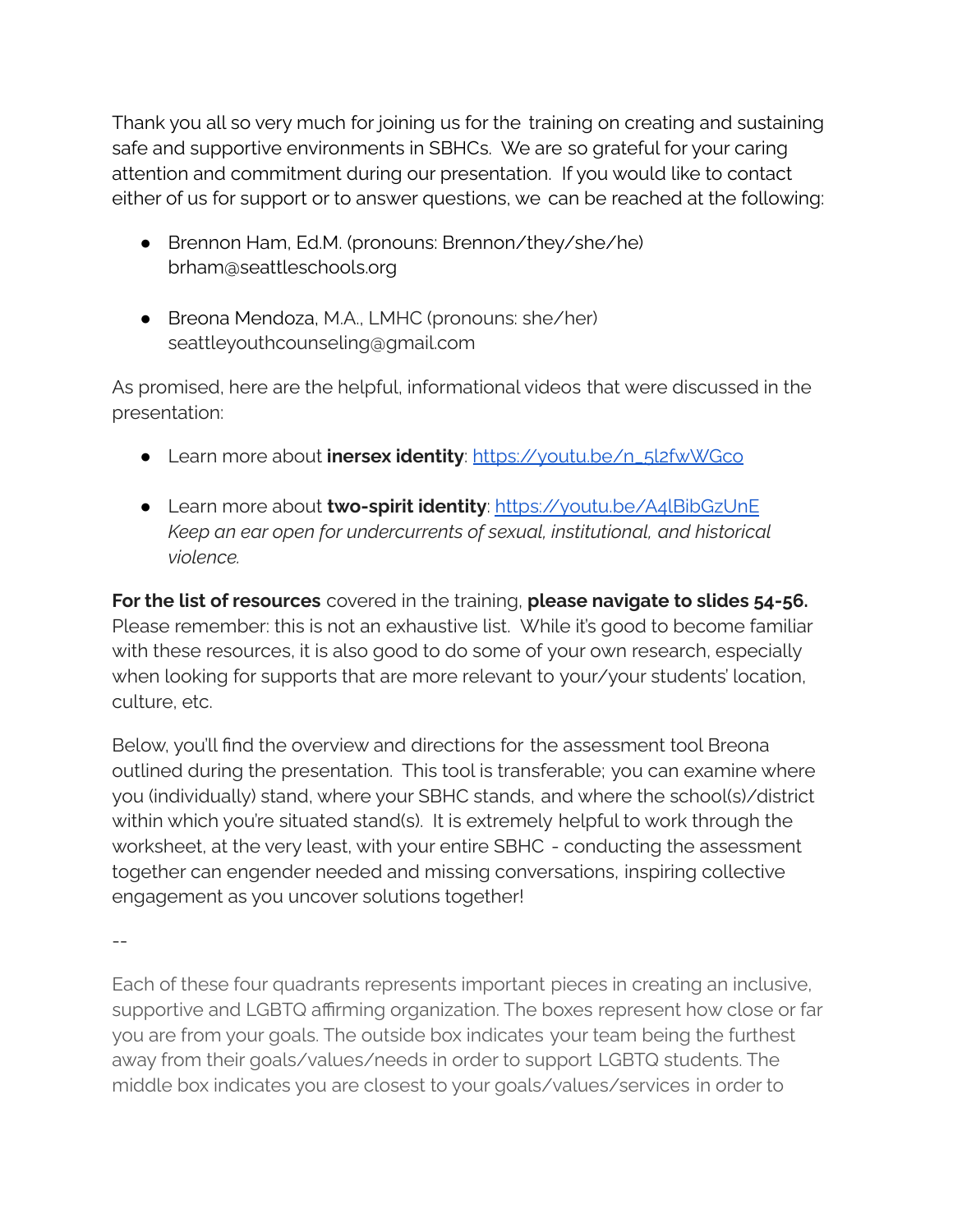Thank you all so very much for joining us for the training on creating and sustaining safe and supportive environments in SBHCs. We are so grateful for your caring attention and commitment during our presentation. If you would like to contact either of us for support or to answer questions, we can be reached at the following:

- Brennon Ham, Ed.M. (pronouns: Brennon/they/she/he)
  brham@seattleschools.org

- Breona Mendoza, M.A., LMHC (pronouns: she/her)
  seattleyouthcounseling@gmail.com

As promised, here are the helpful, informational videos that were discussed in the presentation:

- Learn more about **inersex identity**: [https://youtu.be/n_5l2fwWGco](https://youtu.be/n_5l2fwWGco)

- Learn more about **two-spirit identity**: [https://youtu.be/A4lBibGzUnE](https://youtu.be/A4lBibGzUnE)
  *Keep an ear open for undercurrents of sexual, institutional, and historical violence.*

**For the list of resources** covered in the training, **please navigate to slides 54-56.** Please remember: this is not an exhaustive list. While it's good to become familiar with these resources, it is also good to do some of your own research, especially when looking for supports that are more relevant to your/your students' location, culture, etc.

Below, you'll find the overview and directions for the assessment tool Breona outlined during the presentation. This tool is transferable; you can examine where you (individually) stand, where your SBHC stands, and where the school(s)/district within which you're situated stand(s). It is extremely helpful to work through the worksheet, at the very least, with your entire SBHC - conducting the assessment together can engender needed and missing conversations, inspiring collective engagement as you uncover solutions together!

--

Each of these four quadrants represents important pieces in creating an inclusive, supportive and LGBTQ affirming organization. The boxes represent how close or far you are from your goals. The outside box indicates your team being the furthest away from their goals/values/needs in order to support LGBTQ students. The middle box indicates you are closest to your goals/values/services in order to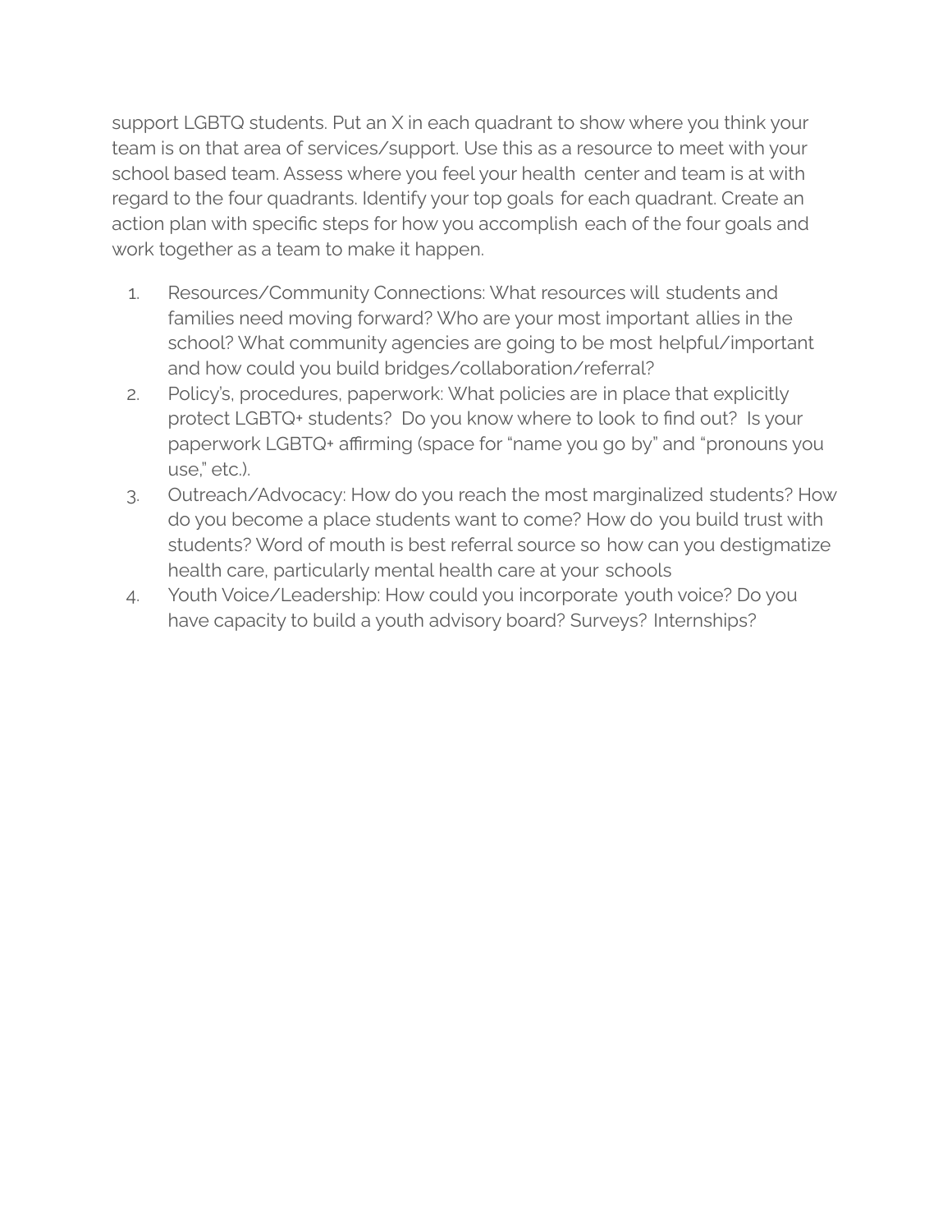support LGBTQ students. Put an X in each quadrant to show where you think your team is on that area of services/support. Use this as a resource to meet with your school based team. Assess where you feel your health center and team is at with regard to the four quadrants. Identify your top goals for each quadrant. Create an action plan with specific steps for how you accomplish each of the four goals and work together as a team to make it happen.

1. Resources/Community Connections: What resources will students and families need moving forward? Who are your most important allies in the school? What community agencies are going to be most helpful/important and how could you build bridges/collaboration/referral?
2. Policy's, procedures, paperwork: What policies are in place that explicitly protect LGBTQ+ students? Do you know where to look to find out? Is your paperwork LGBTQ+ affirming (space for "name you go by" and "pronouns you use," etc.).
3. Outreach/Advocacy: How do you reach the most marginalized students? How do you become a place students want to come? How do you build trust with students? Word of mouth is best referral source so how can you destigmatize health care, particularly mental health care at your schools
4. Youth Voice/Leadership: How could you incorporate youth voice? Do you have capacity to build a youth advisory board? Surveys? Internships?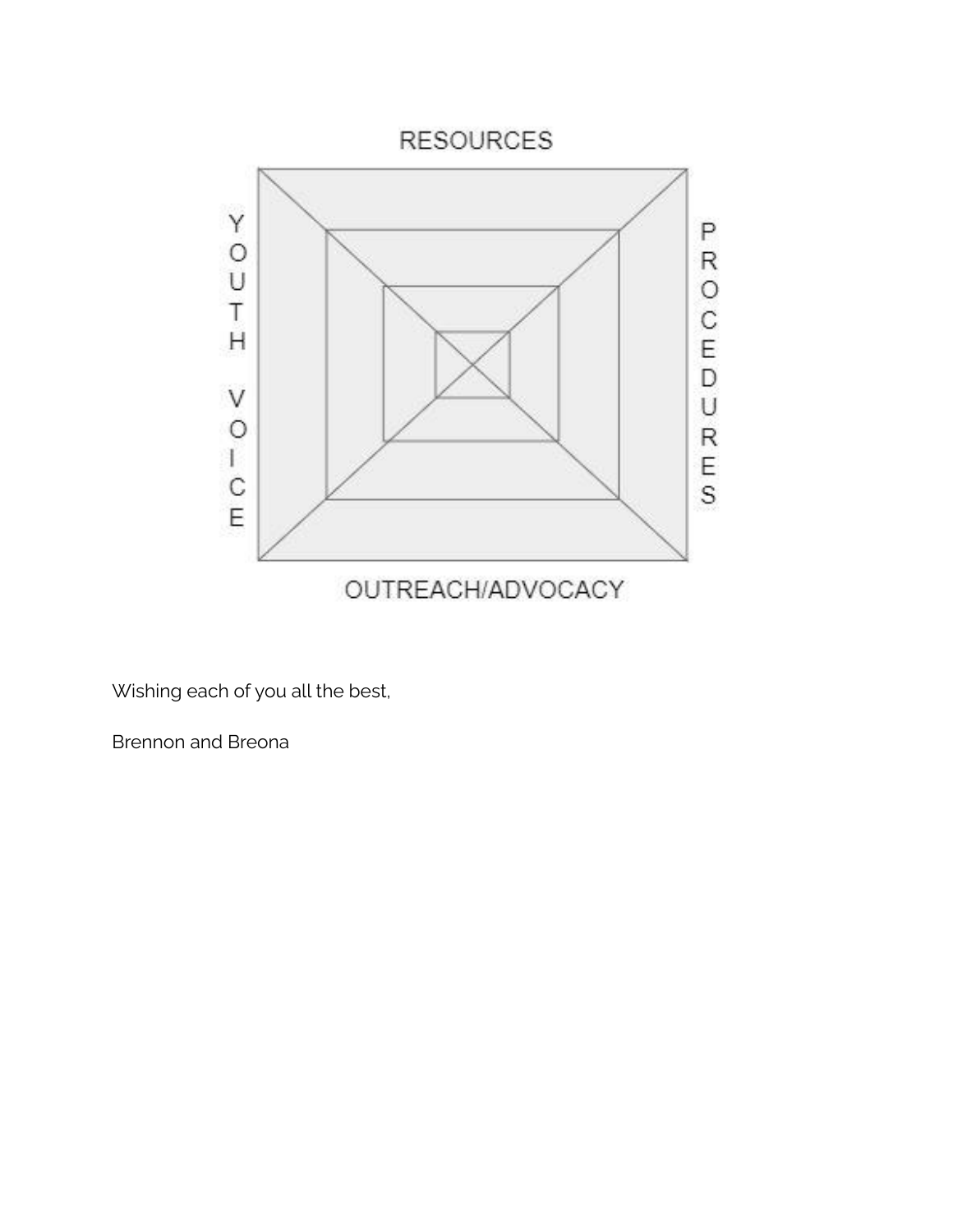RESOURCES

YOUTH VOICE

PROCEDURES

OUTREACH/ADVOCACY

Wishing each of you all the best,

Brennon and Breona